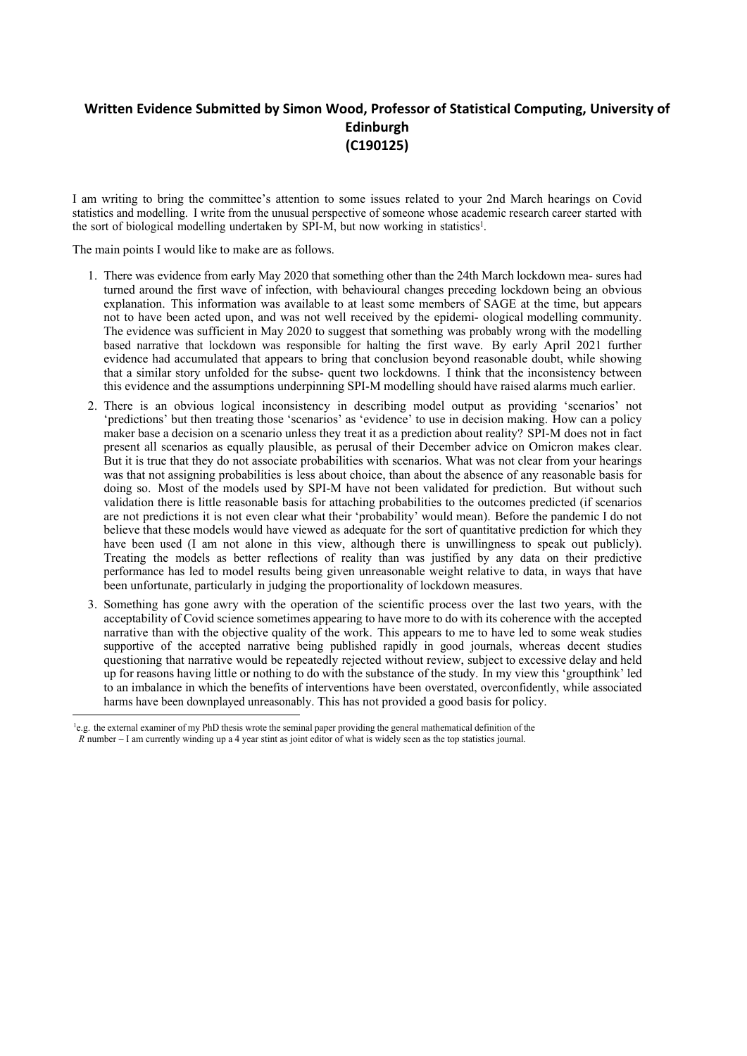**Written Evidence Submitted by Simon Wood, Professor of Statistical Computing, University of Edinburgh**
**(C190125)**

I am writing to bring the committee's attention to some issues related to your 2nd March hearings on Covid statistics and modelling. I write from the unusual perspective of someone whose academic research career started with the sort of biological modelling undertaken by SPI-M, but now working in statistics[1].

The main points I would like to make are as follows.

1. There was evidence from early May 2020 that something other than the 24th March lockdown mea- sures had turned around the first wave of infection, with behavioural changes preceding lockdown being an obvious explanation. This information was available to at least some members of SAGE at the time, but appears not to have been acted upon, and was not well received by the epidemi- ological modelling community. The evidence was sufficient in May 2020 to suggest that something was probably wrong with the modelling based narrative that lockdown was responsible for halting the first wave. By early April 2021 further evidence had accumulated that appears to bring that conclusion beyond reasonable doubt, while showing that a similar story unfolded for the subse- quent two lockdowns. I think that the inconsistency between this evidence and the assumptions underpinning SPI-M modelling should have raised alarms much earlier.
2. There is an obvious logical inconsistency in describing model output as providing 'scenarios' not 'predictions' but then treating those 'scenarios' as 'evidence' to use in decision making. How can a policy maker base a decision on a scenario unless they treat it as a prediction about reality? SPI-M does not in fact present all scenarios as equally plausible, as perusal of their December advice on Omicron makes clear. But it is true that they do not associate probabilities with scenarios. What was not clear from your hearings was that not assigning probabilities is less about choice, than about the absence of any reasonable basis for doing so. Most of the models used by SPI-M have not been validated for prediction. But without such validation there is little reasonable basis for attaching probabilities to the outcomes predicted (if scenarios are not predictions it is not even clear what their 'probability' would mean). Before the pandemic I do not believe that these models would have viewed as adequate for the sort of quantitative prediction for which they have been used (I am not alone in this view, although there is unwillingness to speak out publicly). Treating the models as better reflections of reality than was justified by any data on their predictive performance has led to model results being given unreasonable weight relative to data, in ways that have been unfortunate, particularly in judging the proportionality of lockdown measures.
3. Something has gone awry with the operation of the scientific process over the last two years, with the acceptability of Covid science sometimes appearing to have more to do with its coherence with the accepted narrative than with the objective quality of the work. This appears to me to have led to some weak studies supportive of the accepted narrative being published rapidly in good journals, whereas decent studies questioning that narrative would be repeatedly rejected without review, subject to excessive delay and held up for reasons having little or nothing to do with the substance of the study. In my view this 'groupthink' led to an imbalance in which the benefits of interventions have been overstated, overconfidently, while associated harms have been downplayed unreasonably. This has not provided a good basis for policy.

[1] e.g. the external examiner of my PhD thesis wrote the seminal paper providing the general mathematical definition of the $R$ number – I am currently winding up a 4 year stint as joint editor of what is widely seen as the top statistics journal.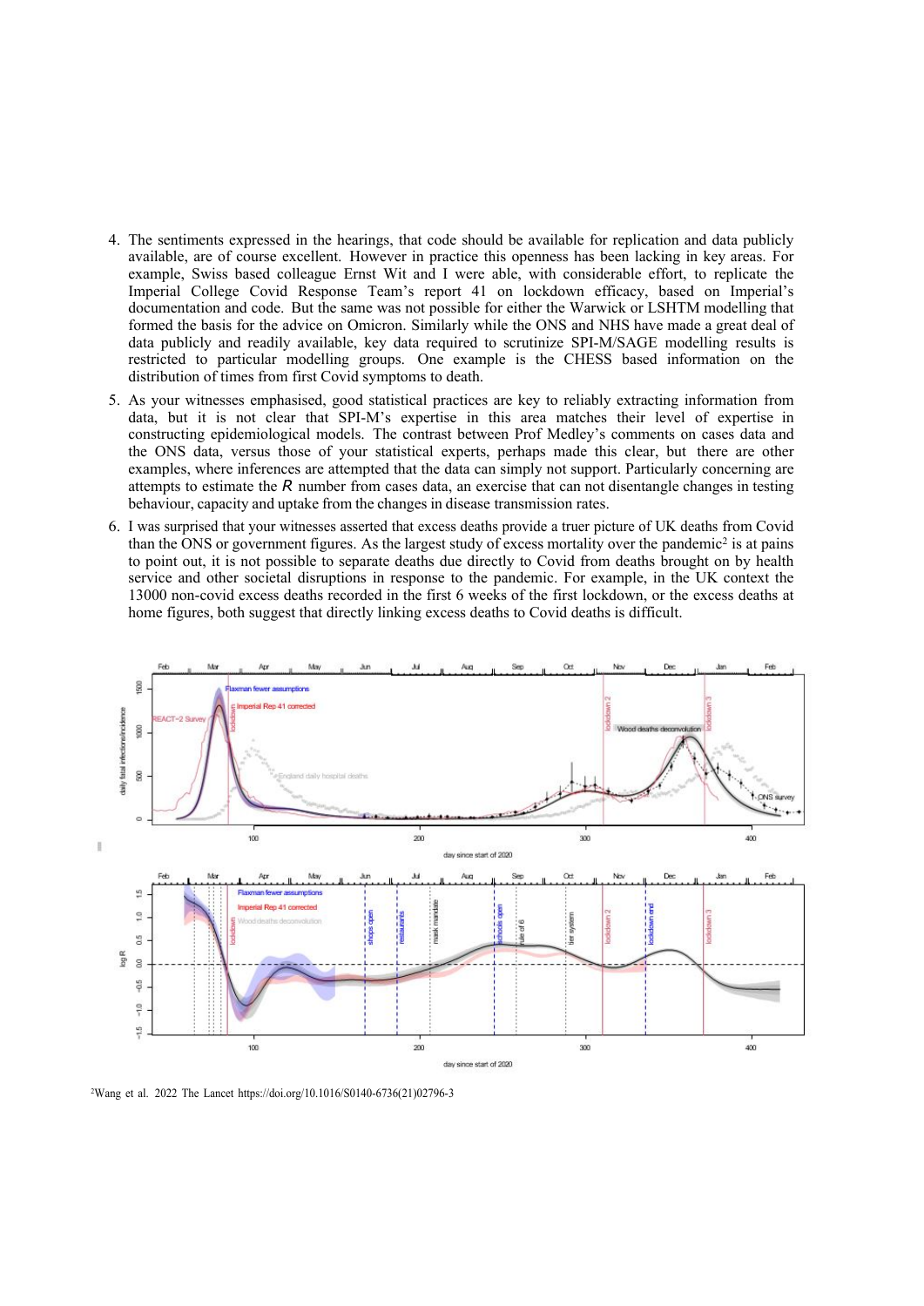4. The sentiments expressed in the hearings, that code should be available for replication and data publicly available, are of course excellent. However in practice this openness has been lacking in key areas. For example, Swiss based colleague Ernst Wit and I were able, with considerable effort, to replicate the Imperial College Covid Response Team's report 41 on lockdown efficacy, based on Imperial's documentation and code. But the same was not possible for either the Warwick or LSHTM modelling that formed the basis for the advice on Omicron. Similarly while the ONS and NHS have made a great deal of data publicly and readily available, key data required to scrutinize SPI-M/SAGE modelling results is restricted to particular modelling groups. One example is the CHESS based information on the distribution of times from first Covid symptoms to death.

5. As your witnesses emphasised, good statistical practices are key to reliably extracting information from data, but it is not clear that SPI-M's expertise in this area matches their level of expertise in constructing epidemiological models. The contrast between Prof Medley's comments on cases data and the ONS data, versus those of your statistical experts, perhaps made this clear, but there are other examples, where inferences are attempted that the data can simply not support. Particularly concerning are attempts to estimate the $R$ number from cases data, an exercise that can not disentangle changes in testing behaviour, capacity and uptake from the changes in disease transmission rates.

6. I was surprised that your witnesses asserted that excess deaths provide a truer picture of UK deaths from Covid than the ONS or government figures. As the largest study of excess mortality over the pandemic[2] is at pains to point out, it is not possible to separate deaths due directly to Covid from deaths brought on by health service and other societal disruptions in response to the pandemic. For example, in the UK context the 13000 non-covid excess deaths recorded in the first 6 weeks of the first lockdown, or the excess deaths at home figures, both suggest that directly linking excess deaths to Covid deaths is difficult.

[2]Wang et al. 2022 The Lancet https://doi.org/10.1016/S0140-6736(21)02796-3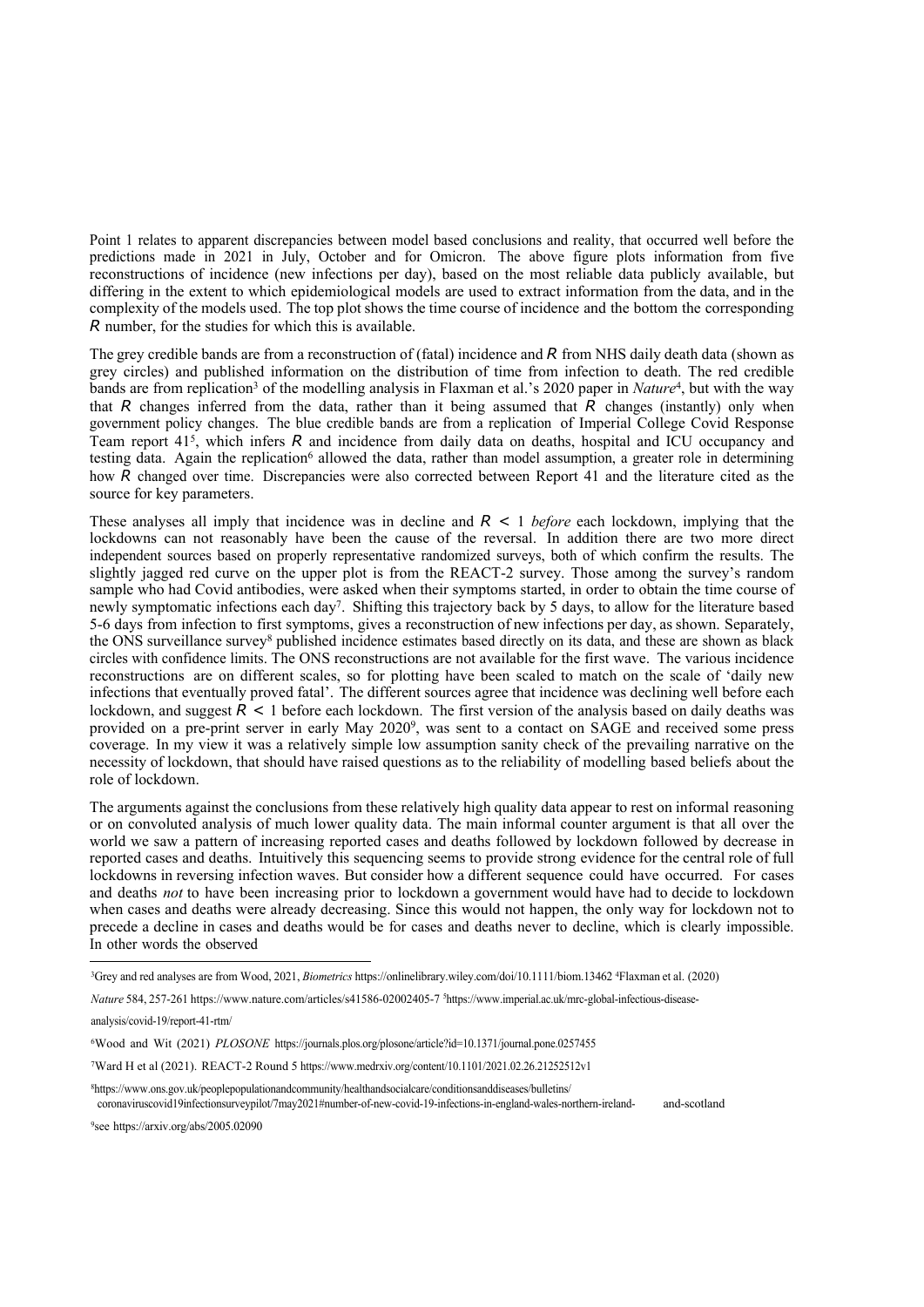Point 1 relates to apparent discrepancies between model based conclusions and reality, that occurred well before the predictions made in 2021 in July, October and for Omicron. The above figure plots information from five reconstructions of incidence (new infections per day), based on the most reliable data publicly available, but differing in the extent to which epidemiological models are used to extract information from the data, and in the complexity of the models used. The top plot shows the time course of incidence and the bottom the corresponding $R$ number, for the studies for which this is available.

The grey credible bands are from a reconstruction of (fatal) incidence and $R$ from NHS daily death data (shown as grey circles) and published information on the distribution of time from infection to death. The red credible bands are from replication[3] of the modelling analysis in Flaxman et al.'s 2020 paper in *Nature*[4], but with the way that $R$ changes inferred from the data, rather than it being assumed that $R$ changes (instantly) only when government policy changes. The blue credible bands are from a replication of Imperial College Covid Response Team report 41[5], which infers $R$ and incidence from daily data on deaths, hospital and ICU occupancy and testing data. Again the replication[6] allowed the data, rather than model assumption, a greater role in determining how $R$ changed over time. Discrepancies were also corrected between Report 41 and the literature cited as the source for key parameters.

These analyses all imply that incidence was in decline and $R < 1$ *before* each lockdown, implying that the lockdowns can not reasonably have been the cause of the reversal. In addition there are two more direct independent sources based on properly representative randomized surveys, both of which confirm the results. The slightly jagged red curve on the upper plot is from the REACT-2 survey. Those among the survey's random sample who had Covid antibodies, were asked when their symptoms started, in order to obtain the time course of newly symptomatic infections each day[7]. Shifting this trajectory back by 5 days, to allow for the literature based 5-6 days from infection to first symptoms, gives a reconstruction of new infections per day, as shown. Separately, the ONS surveillance survey[8] published incidence estimates based directly on its data, and these are shown as black circles with confidence limits. The ONS reconstructions are not available for the first wave. The various incidence reconstructions are on different scales, so for plotting have been scaled to match on the scale of 'daily new infections that eventually proved fatal'. The different sources agree that incidence was declining well before each lockdown, and suggest $R < 1$ before each lockdown. The first version of the analysis based on daily deaths was provided on a pre-print server in early May 2020[9], was sent to a contact on SAGE and received some press coverage. In my view it was a relatively simple low assumption sanity check of the prevailing narrative on the necessity of lockdown, that should have raised questions as to the reliability of modelling based beliefs about the role of lockdown.

The arguments against the conclusions from these relatively high quality data appear to rest on informal reasoning or on convoluted analysis of much lower quality data. The main informal counter argument is that all over the world we saw a pattern of increasing reported cases and deaths followed by lockdown followed by decrease in reported cases and deaths. Intuitively this sequencing seems to provide strong evidence for the central role of full lockdowns in reversing infection waves. But consider how a different sequence could have occurred. For cases and deaths *not* to have been increasing prior to lockdown a government would have had to decide to lockdown when cases and deaths were already decreasing. Since this would not happen, the only way for lockdown not to precede a decline in cases and deaths would be for cases and deaths never to decline, which is clearly impossible. In other words the observed

[3] Grey and red analyses are from Wood, 2021, *Biometrics* https://onlinelibrary.wiley.com/doi/10.1111/biom.13462 [4] Flaxman et al. (2020) *Nature* 584, 257-261 https://www.nature.com/articles/s41586-02002405-7 [5] https://www.imperial.ac.uk/mrc-global-infectious-disease-analysis/covid-19/report-41-rtm/

[6] Wood and Wit (2021) *PLOSONE* https://journals.plos.org/plosone/article?id=10.1371/journal.pone.0257455

[7] Ward H et al (2021). REACT-2 Round 5 https://www.medrxiv.org/content/10.1101/2021.02.26.21252512v1

[8] https://www.ons.gov.uk/peoplepopulationandcommunity/healthandsocialcare/conditionsanddiseases/bulletins/coronaviruscovid19infectionsurveypilot/7may2021#number-of-new-covid-19-infections-in-england-wales-northern-ireland-and-scotland

[9] see https://arxiv.org/abs/2005.02090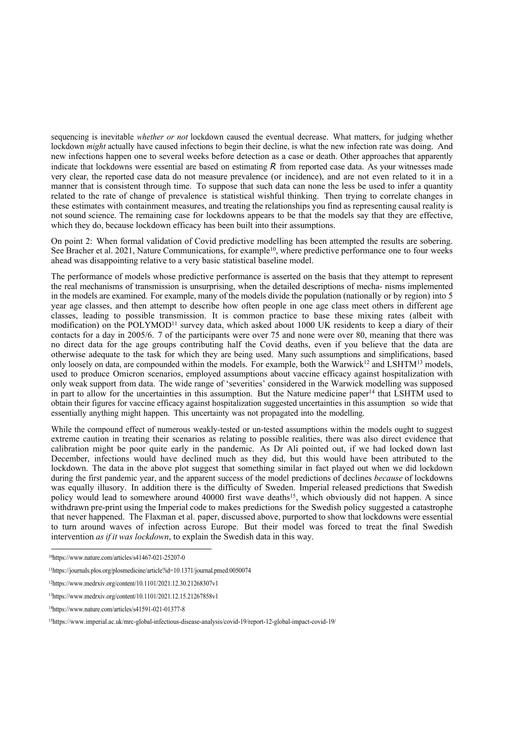sequencing is inevitable *whether or not* lockdown caused the eventual decrease. What matters, for judging whether lockdown *might* actually have caused infections to begin their decline, is what the new infection rate was doing. And new infections happen one to several weeks before detection as a case or death. Other approaches that apparently indicate that lockdowns were essential are based on estimating $R$ from reported case data. As your witnesses made very clear, the reported case data do not measure prevalence (or incidence), and are not even related to it in a manner that is consistent through time. To suppose that such data can none the less be used to infer a quantity related to the rate of change of prevalence is statistical wishful thinking. Then trying to correlate changes in these estimates with containment measures, and treating the relationships you find as representing causal reality is not sound science. The remaining case for lockdowns appears to be that the models say that they are effective, which they do, because lockdown efficacy has been built into their assumptions.

On point 2: When formal validation of Covid predictive modelling has been attempted the results are sobering. See Bracher et al. 2021, Nature Communications, for example[10], where predictive performance one to four weeks ahead was disappointing relative to a very basic statistical baseline model.

The performance of models whose predictive performance is asserted on the basis that they attempt to represent the real mechanisms of transmission is unsurprising, when the detailed descriptions of mecha- nisms implemented in the models are examined. For example, many of the models divide the population (nationally or by region) into 5 year age classes, and then attempt to describe how often people in one age class meet others in different age classes, leading to possible transmission. It is common practice to base these mixing rates (albeit with modification) on the POLYMOD[11] survey data, which asked about 1000 UK residents to keep a diary of their contacts for a day in 2005/6. 7 of the participants were over 75 and none were over 80, meaning that there was no direct data for the age groups contributing half the Covid deaths, even if you believe that the data are otherwise adequate to the task for which they are being used. Many such assumptions and simplifications, based only loosely on data, are compounded within the models. For example, both the Warwick[12] and LSHTM[13] models, used to produce Omicron scenarios, employed assumptions about vaccine efficacy against hospitalization with only weak support from data. The wide range of 'severities' considered in the Warwick modelling was supposed in part to allow for the uncertainties in this assumption. But the Nature medicine paper[14] that LSHTM used to obtain their figures for vaccine efficacy against hospitalization suggested uncertainties in this assumption so wide that essentially anything might happen. This uncertainty was not propagated into the modelling.

While the compound effect of numerous weakly-tested or un-tested assumptions within the models ought to suggest extreme caution in treating their scenarios as relating to possible realities, there was also direct evidence that calibration might be poor quite early in the pandemic. As Dr Ali pointed out, if we had locked down last December, infections would have declined much as they did, but this would have been attributed to the lockdown. The data in the above plot suggest that something similar in fact played out when we did lockdown during the first pandemic year, and the apparent success of the model predictions of declines *because* of lockdowns was equally illusory. In addition there is the difficulty of Sweden. Imperial released predictions that Swedish policy would lead to somewhere around 40000 first wave deaths[15], which obviously did not happen. A since withdrawn pre-print using the Imperial code to makes predictions for the Swedish policy suggested a catastrophe that never happened. The Flaxman et al. paper, discussed above, purported to show that lockdowns were essential to turn around waves of infection across Europe. But their model was forced to treat the final Swedish intervention *as if it was lockdown*, to explain the Swedish data in this way.

---

[10] https://www.nature.com/articles/s41467-021-25207-0

[11] https://journals.plos.org/plosmedicine/article?id=10.1371/journal.pmed.0050074

[12] https://www.medrxiv.org/content/10.1101/2021.12.30.21268307v1

[13] https://www.medrxiv.org/content/10.1101/2021.12.15.21267858v1

[14] https://www.nature.com/articles/s41591-021-01377-8

[15] https://www.imperial.ac.uk/mrc-global-infectious-disease-analysis/covid-19/report-12-global-impact-covid-19/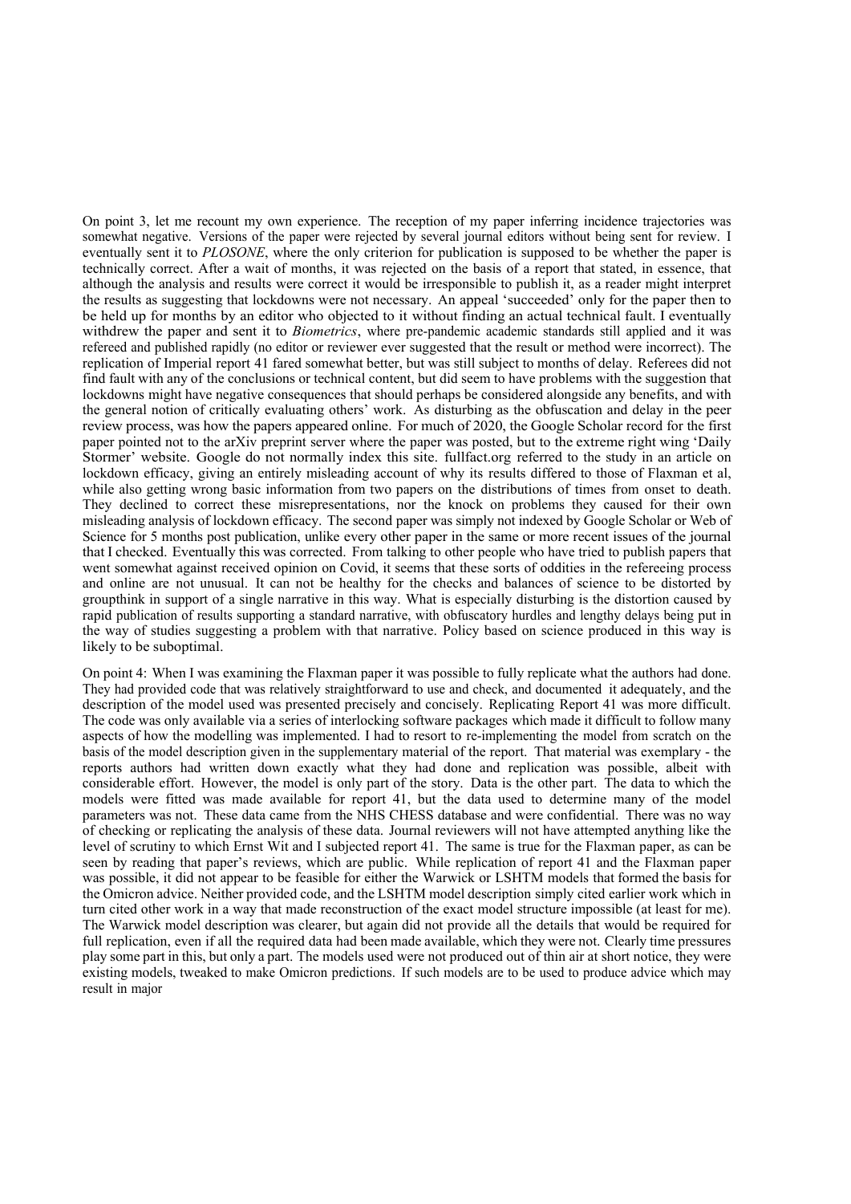On point 3, let me recount my own experience. The reception of my paper inferring incidence trajectories was somewhat negative. Versions of the paper were rejected by several journal editors without being sent for review. I eventually sent it to *PLOSONE*, where the only criterion for publication is supposed to be whether the paper is technically correct. After a wait of months, it was rejected on the basis of a report that stated, in essence, that although the analysis and results were correct it would be irresponsible to publish it, as a reader might interpret the results as suggesting that lockdowns were not necessary. An appeal 'succeeded' only for the paper then to be held up for months by an editor who objected to it without finding an actual technical fault. I eventually withdrew the paper and sent it to *Biometrics*, where pre-pandemic academic standards still applied and it was refereed and published rapidly (no editor or reviewer ever suggested that the result or method were incorrect). The replication of Imperial report 41 fared somewhat better, but was still subject to months of delay. Referees did not find fault with any of the conclusions or technical content, but did seem to have problems with the suggestion that lockdowns might have negative consequences that should perhaps be considered alongside any benefits, and with the general notion of critically evaluating others' work. As disturbing as the obfuscation and delay in the peer review process, was how the papers appeared online. For much of 2020, the Google Scholar record for the first paper pointed not to the arXiv preprint server where the paper was posted, but to the extreme right wing 'Daily Stormer' website. Google do not normally index this site. fullfact.org referred to the study in an article on lockdown efficacy, giving an entirely misleading account of why its results differed to those of Flaxman et al, while also getting wrong basic information from two papers on the distributions of times from onset to death. They declined to correct these misrepresentations, nor the knock on problems they caused for their own misleading analysis of lockdown efficacy. The second paper was simply not indexed by Google Scholar or Web of Science for 5 months post publication, unlike every other paper in the same or more recent issues of the journal that I checked. Eventually this was corrected. From talking to other people who have tried to publish papers that went somewhat against received opinion on Covid, it seems that these sorts of oddities in the refereeing process and online are not unusual. It can not be healthy for the checks and balances of science to be distorted by groupthink in support of a single narrative in this way. What is especially disturbing is the distortion caused by rapid publication of results supporting a standard narrative, with obfuscatory hurdles and lengthy delays being put in the way of studies suggesting a problem with that narrative. Policy based on science produced in this way is likely to be suboptimal.

On point 4: When I was examining the Flaxman paper it was possible to fully replicate what the authors had done. They had provided code that was relatively straightforward to use and check, and documented it adequately, and the description of the model used was presented precisely and concisely. Replicating Report 41 was more difficult. The code was only available via a series of interlocking software packages which made it difficult to follow many aspects of how the modelling was implemented. I had to resort to re-implementing the model from scratch on the basis of the model description given in the supplementary material of the report. That material was exemplary - the reports authors had written down exactly what they had done and replication was possible, albeit with considerable effort. However, the model is only part of the story. Data is the other part. The data to which the models were fitted was made available for report 41, but the data used to determine many of the model parameters was not. These data came from the NHS CHESS database and were confidential. There was no way of checking or replicating the analysis of these data. Journal reviewers will not have attempted anything like the level of scrutiny to which Ernst Wit and I subjected report 41. The same is true for the Flaxman paper, as can be seen by reading that paper's reviews, which are public. While replication of report 41 and the Flaxman paper was possible, it did not appear to be feasible for either the Warwick or LSHTM models that formed the basis for the Omicron advice. Neither provided code, and the LSHTM model description simply cited earlier work which in turn cited other work in a way that made reconstruction of the exact model structure impossible (at least for me). The Warwick model description was clearer, but again did not provide all the details that would be required for full replication, even if all the required data had been made available, which they were not. Clearly time pressures play some part in this, but only a part. The models used were not produced out of thin air at short notice, they were existing models, tweaked to make Omicron predictions. If such models are to be used to produce advice which may result in major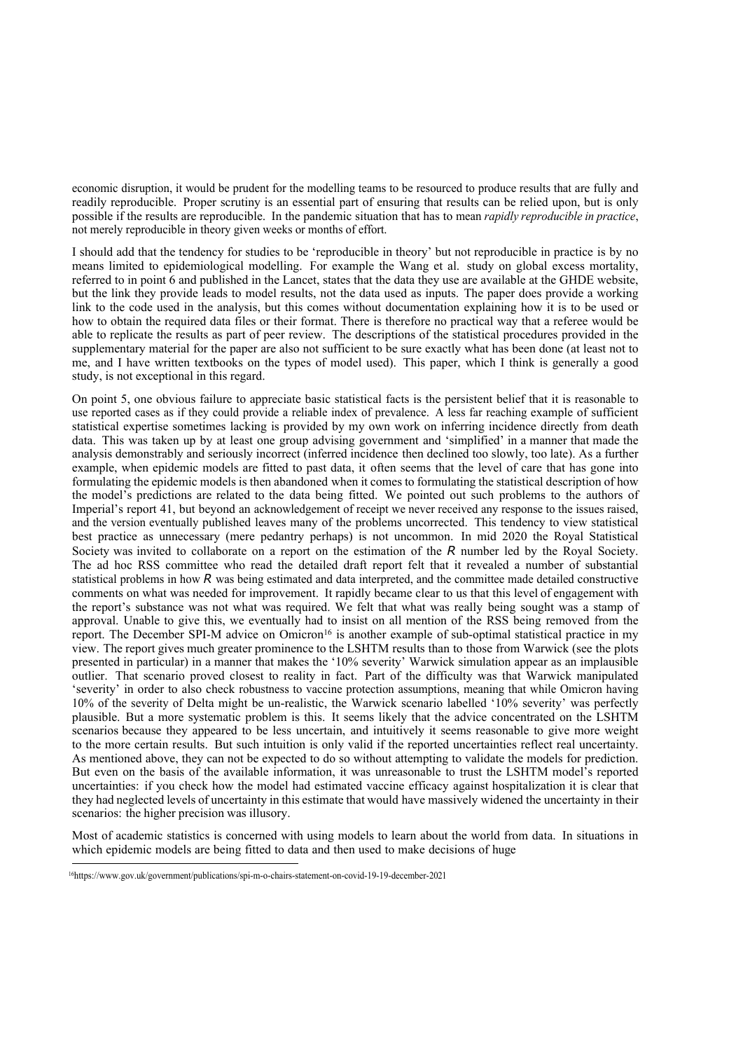economic disruption, it would be prudent for the modelling teams to be resourced to produce results that are fully and readily reproducible. Proper scrutiny is an essential part of ensuring that results can be relied upon, but is only possible if the results are reproducible. In the pandemic situation that has to mean *rapidly reproducible in practice*, not merely reproducible in theory given weeks or months of effort.

I should add that the tendency for studies to be 'reproducible in theory' but not reproducible in practice is by no means limited to epidemiological modelling. For example the Wang et al. study on global excess mortality, referred to in point 6 and published in the Lancet, states that the data they use are available at the GHDE website, but the link they provide leads to model results, not the data used as inputs. The paper does provide a working link to the code used in the analysis, but this comes without documentation explaining how it is to be used or how to obtain the required data files or their format. There is therefore no practical way that a referee would be able to replicate the results as part of peer review. The descriptions of the statistical procedures provided in the supplementary material for the paper are also not sufficient to be sure exactly what has been done (at least not to me, and I have written textbooks on the types of model used). This paper, which I think is generally a good study, is not exceptional in this regard.

On point 5, one obvious failure to appreciate basic statistical facts is the persistent belief that it is reasonable to use reported cases as if they could provide a reliable index of prevalence. A less far reaching example of sufficient statistical expertise sometimes lacking is provided by my own work on inferring incidence directly from death data. This was taken up by at least one group advising government and 'simplified' in a manner that made the analysis demonstrably and seriously incorrect (inferred incidence then declined too slowly, too late). As a further example, when epidemic models are fitted to past data, it often seems that the level of care that has gone into formulating the epidemic models is then abandoned when it comes to formulating the statistical description of how the model's predictions are related to the data being fitted. We pointed out such problems to the authors of Imperial's report 41, but beyond an acknowledgement of receipt we never received any response to the issues raised, and the version eventually published leaves many of the problems uncorrected. This tendency to view statistical best practice as unnecessary (mere pedantry perhaps) is not uncommon. In mid 2020 the Royal Statistical Society was invited to collaborate on a report on the estimation of the $R$ number led by the Royal Society. The ad hoc RSS committee who read the detailed draft report felt that it revealed a number of substantial statistical problems in how $R$ was being estimated and data interpreted, and the committee made detailed constructive comments on what was needed for improvement. It rapidly became clear to us that this level of engagement with the report's substance was not what was required. We felt that what was really being sought was a stamp of approval. Unable to give this, we eventually had to insist on all mention of the RSS being removed from the report. The December SPI-M advice on Omicron[16] is another example of sub-optimal statistical practice in my view. The report gives much greater prominence to the LSHTM results than to those from Warwick (see the plots presented in particular) in a manner that makes the '10% severity' Warwick simulation appear as an implausible outlier. That scenario proved closest to reality in fact. Part of the difficulty was that Warwick manipulated 'severity' in order to also check robustness to vaccine protection assumptions, meaning that while Omicron having 10% of the severity of Delta might be un-realistic, the Warwick scenario labelled '10% severity' was perfectly plausible. But a more systematic problem is this. It seems likely that the advice concentrated on the LSHTM scenarios because they appeared to be less uncertain, and intuitively it seems reasonable to give more weight to the more certain results. But such intuition is only valid if the reported uncertainties reflect real uncertainty. As mentioned above, they can not be expected to do so without attempting to validate the models for prediction. But even on the basis of the available information, it was unreasonable to trust the LSHTM model's reported uncertainties: if you check how the model had estimated vaccine efficacy against hospitalization it is clear that they had neglected levels of uncertainty in this estimate that would have massively widened the uncertainty in their scenarios: the higher precision was illusory.

Most of academic statistics is concerned with using models to learn about the world from data. In situations in which epidemic models are being fitted to data and then used to make decisions of huge

[16] https://www.gov.uk/government/publications/spi-m-o-chairs-statement-on-covid-19-19-december-2021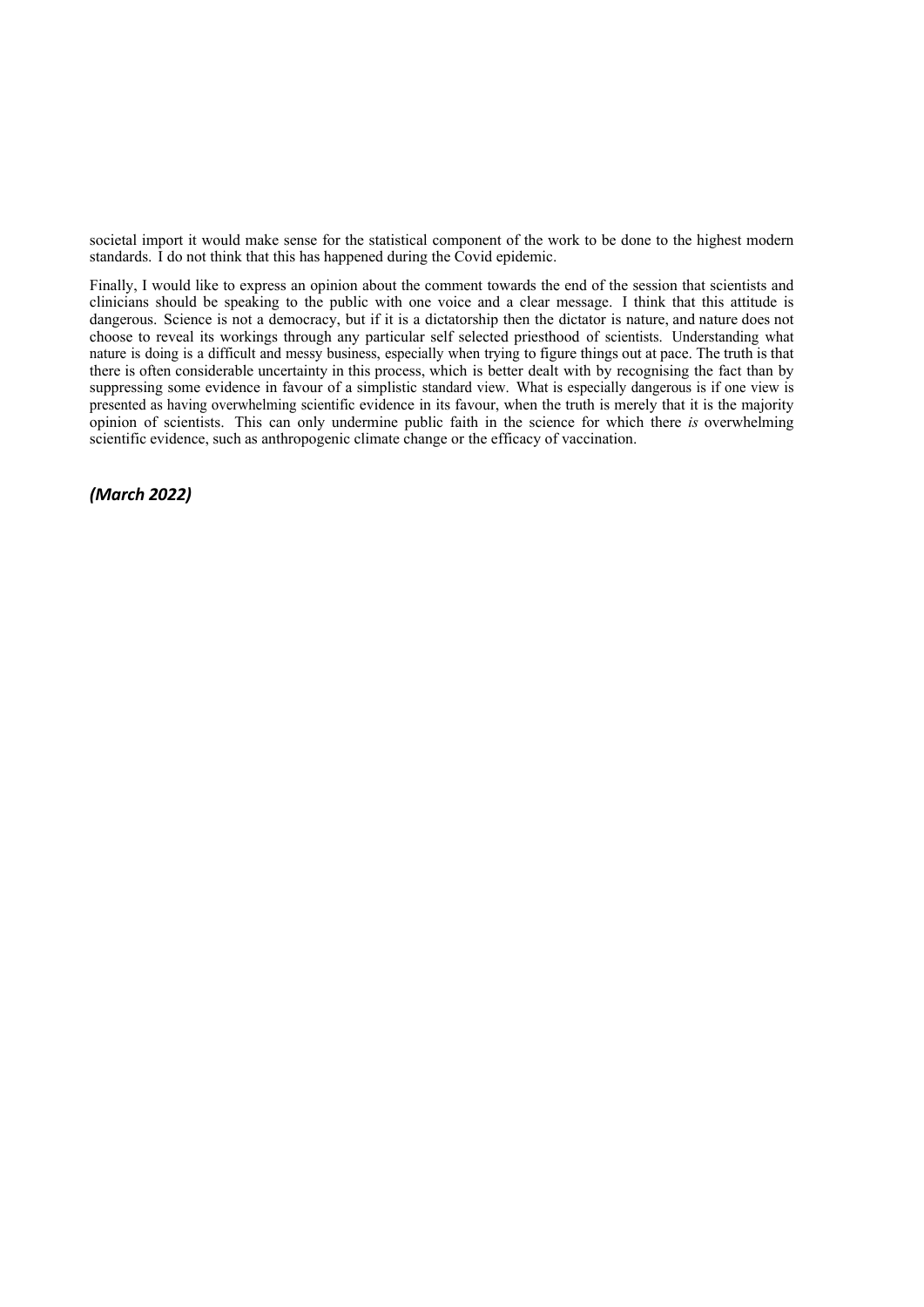societal import it would make sense for the statistical component of the work to be done to the highest modern standards. I do not think that this has happened during the Covid epidemic.

Finally, I would like to express an opinion about the comment towards the end of the session that scientists and clinicians should be speaking to the public with one voice and a clear message. I think that this attitude is dangerous. Science is not a democracy, but if it is a dictatorship then the dictator is nature, and nature does not choose to reveal its workings through any particular self selected priesthood of scientists. Understanding what nature is doing is a difficult and messy business, especially when trying to figure things out at pace. The truth is that there is often considerable uncertainty in this process, which is better dealt with by recognising the fact than by suppressing some evidence in favour of a simplistic standard view. What is especially dangerous is if one view is presented as having overwhelming scientific evidence in its favour, when the truth is merely that it is the majority opinion of scientists. This can only undermine public faith in the science for which there *is* overwhelming scientific evidence, such as anthropogenic climate change or the efficacy of vaccination.

***(March 2022)***